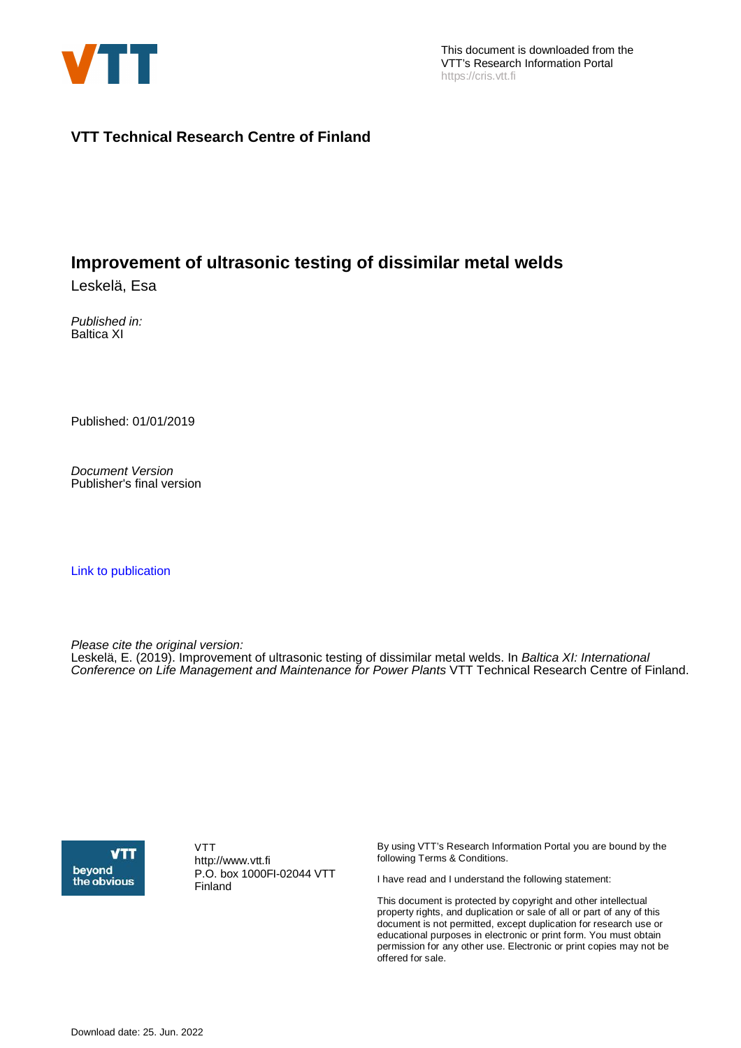This document is downloaded from the VTT's Research Information Portal https://cris.vtt.fi

**VTT Technical Research Centre of Finland**

# Improvement of ultrasonic testing of dissimilar metal welds

Leskelä, Esa

*Published in:*
Baltica XI

Published: 01/01/2019

*Document Version*
Publisher's final version

Link to publication

*Please cite the original version:*
Leskelä, E. (2019). Improvement of ultrasonic testing of dissimilar metal welds. In *Baltica XI: International Conference on Life Management and Maintenance for Power Plants* VTT Technical Research Centre of Finland.

VTT
http://www.vtt.fi
P.O. box 1000FI-02044 VTT
Finland

By using VTT's Research Information Portal you are bound by the following Terms & Conditions.

I have read and I understand the following statement:

This document is protected by copyright and other intellectual property rights, and duplication or sale of all or part of any of this document is not permitted, except duplication for research use or educational purposes in electronic or print form. You must obtain permission for any other use. Electronic or print copies may not be offered for sale.

Download date: 25. Jun. 2022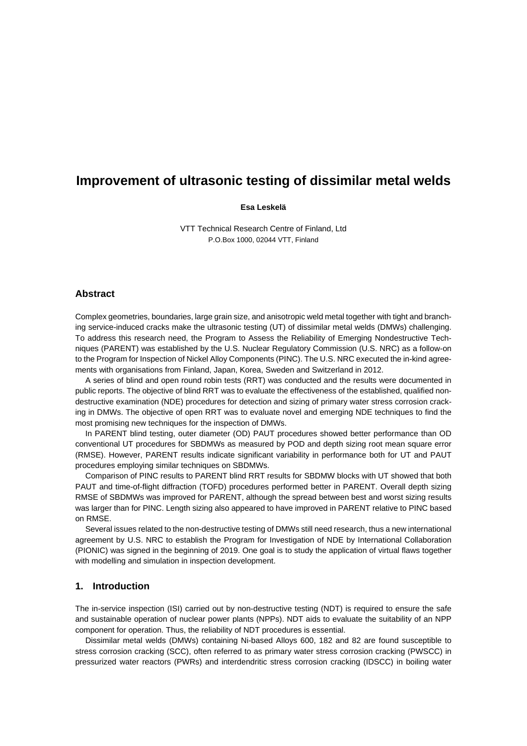# Improvement of ultrasonic testing of dissimilar metal welds

**Esa Leskelä**

VTT Technical Research Centre of Finland, Ltd
P.O.Box 1000, 02044 VTT, Finland

## Abstract

Complex geometries, boundaries, large grain size, and anisotropic weld metal together with tight and branching service-induced cracks make the ultrasonic testing (UT) of dissimilar metal welds (DMWs) challenging. To address this research need, the Program to Assess the Reliability of Emerging Nondestructive Techniques (PARENT) was established by the U.S. Nuclear Regulatory Commission (U.S. NRC) as a follow-on to the Program for Inspection of Nickel Alloy Components (PINC). The U.S. NRC executed the in-kind agreements with organisations from Finland, Japan, Korea, Sweden and Switzerland in 2012.

A series of blind and open round robin tests (RRT) was conducted and the results were documented in public reports. The objective of blind RRT was to evaluate the effectiveness of the established, qualified non-destructive examination (NDE) procedures for detection and sizing of primary water stress corrosion cracking in DMWs. The objective of open RRT was to evaluate novel and emerging NDE techniques to find the most promising new techniques for the inspection of DMWs.

In PARENT blind testing, outer diameter (OD) PAUT procedures showed better performance than OD conventional UT procedures for SBDMWs as measured by POD and depth sizing root mean square error (RMSE). However, PARENT results indicate significant variability in performance both for UT and PAUT procedures employing similar techniques on SBDMWs.

Comparison of PINC results to PARENT blind RRT results for SBDMW blocks with UT showed that both PAUT and time-of-flight diffraction (TOFD) procedures performed better in PARENT. Overall depth sizing RMSE of SBDMWs was improved for PARENT, although the spread between best and worst sizing results was larger than for PINC. Length sizing also appeared to have improved in PARENT relative to PINC based on RMSE.

Several issues related to the non-destructive testing of DMWs still need research, thus a new international agreement by U.S. NRC to establish the Program for Investigation of NDE by International Collaboration (PIONIC) was signed in the beginning of 2019. One goal is to study the application of virtual flaws together with modelling and simulation in inspection development.

## 1. Introduction

The in-service inspection (ISI) carried out by non-destructive testing (NDT) is required to ensure the safe and sustainable operation of nuclear power plants (NPPs). NDT aids to evaluate the suitability of an NPP component for operation. Thus, the reliability of NDT procedures is essential.

Dissimilar metal welds (DMWs) containing Ni-based Alloys 600, 182 and 82 are found susceptible to stress corrosion cracking (SCC), often referred to as primary water stress corrosion cracking (PWSCC) in pressurized water reactors (PWRs) and interdendritic stress corrosion cracking (IDSCC) in boiling water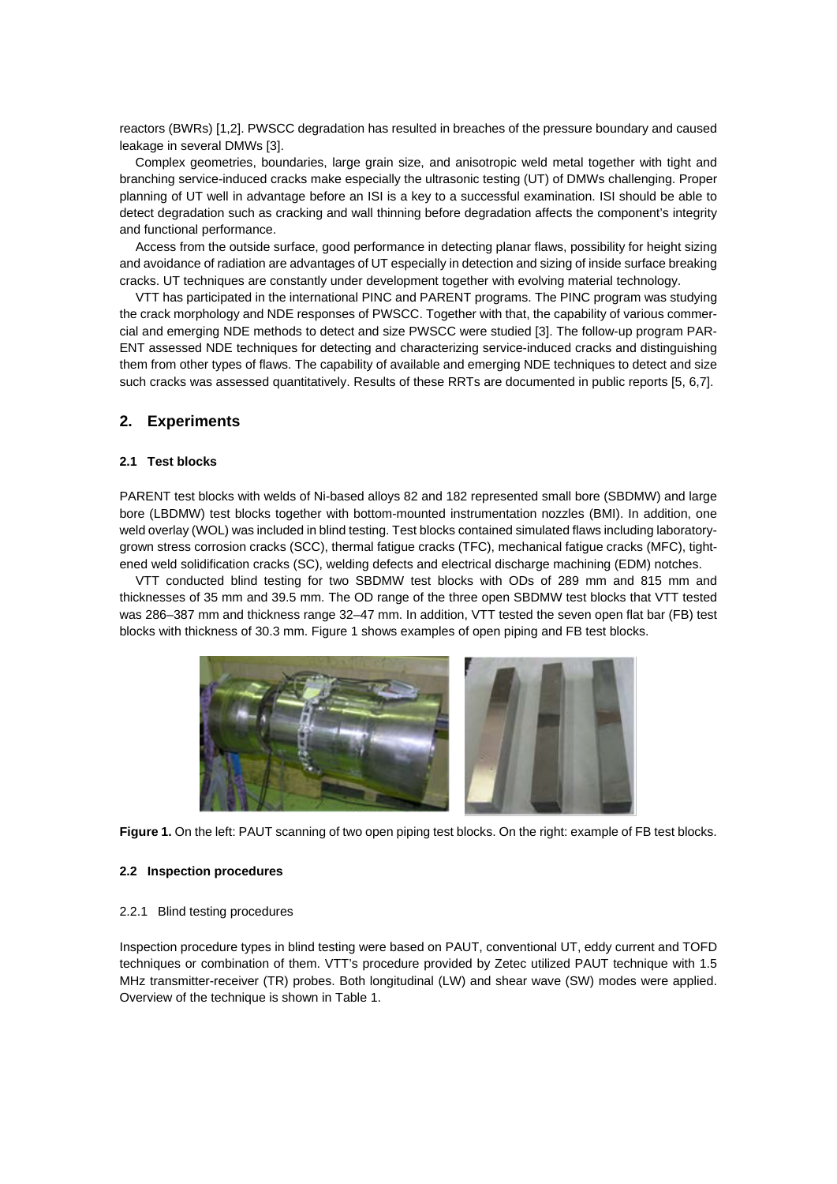reactors (BWRs) [1,2]. PWSCC degradation has resulted in breaches of the pressure boundary and caused leakage in several DMWs [3].

Complex geometries, boundaries, large grain size, and anisotropic weld metal together with tight and branching service-induced cracks make especially the ultrasonic testing (UT) of DMWs challenging. Proper planning of UT well in advantage before an ISI is a key to a successful examination. ISI should be able to detect degradation such as cracking and wall thinning before degradation affects the component's integrity and functional performance.

Access from the outside surface, good performance in detecting planar flaws, possibility for height sizing and avoidance of radiation are advantages of UT especially in detection and sizing of inside surface breaking cracks. UT techniques are constantly under development together with evolving material technology.

VTT has participated in the international PINC and PARENT programs. The PINC program was studying the crack morphology and NDE responses of PWSCC. Together with that, the capability of various commercial and emerging NDE methods to detect and size PWSCC were studied [3]. The follow-up program PARENT assessed NDE techniques for detecting and characterizing service-induced cracks and distinguishing them from other types of flaws. The capability of available and emerging NDE techniques to detect and size such cracks was assessed quantitatively. Results of these RRTs are documented in public reports [5, 6,7].

## 2. Experiments

### 2.1 Test blocks

PARENT test blocks with welds of Ni-based alloys 82 and 182 represented small bore (SBDMW) and large bore (LBDMW) test blocks together with bottom-mounted instrumentation nozzles (BMI). In addition, one weld overlay (WOL) was included in blind testing. Test blocks contained simulated flaws including laboratory-grown stress corrosion cracks (SCC), thermal fatigue cracks (TFC), mechanical fatigue cracks (MFC), tightened weld solidification cracks (SC), welding defects and electrical discharge machining (EDM) notches.

VTT conducted blind testing for two SBDMW test blocks with ODs of 289 mm and 815 mm and thicknesses of 35 mm and 39.5 mm. The OD range of the three open SBDMW test blocks that VTT tested was 286–387 mm and thickness range 32–47 mm. In addition, VTT tested the seven open flat bar (FB) test blocks with thickness of 30.3 mm. Figure 1 shows examples of open piping and FB test blocks.

**Figure 1.** On the left: PAUT scanning of two open piping test blocks. On the right: example of FB test blocks.

### 2.2 Inspection procedures

#### 2.2.1 Blind testing procedures

Inspection procedure types in blind testing were based on PAUT, conventional UT, eddy current and TOFD techniques or combination of them. VTT's procedure provided by Zetec utilized PAUT technique with 1.5 MHz transmitter-receiver (TR) probes. Both longitudinal (LW) and shear wave (SW) modes were applied. Overview of the technique is shown in Table 1.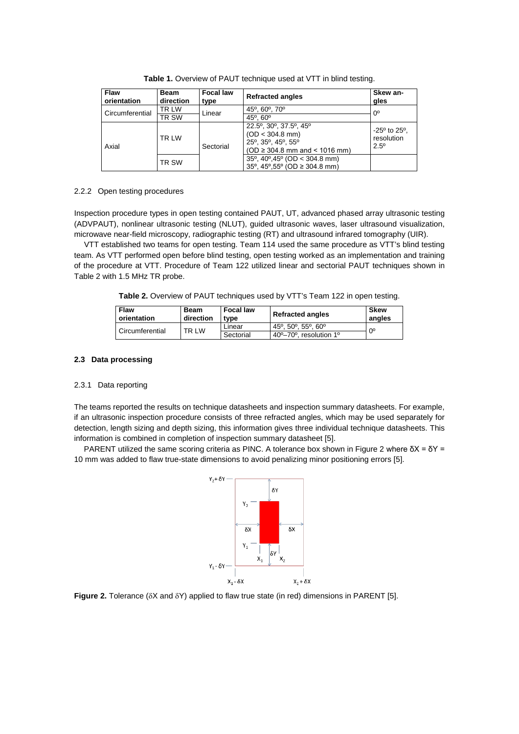**Table 1.** Overview of PAUT technique used at VTT in blind testing.

| Flaw orientation | Beam direction | Focal law type | Refracted angles | Skew angles |
|---|---|---|---|---|
| Circumferential | TR LW | Linear | 45º, 60º, 70º | 0º |
| | TR SW | | 45º, 60º | |
| Axial | TR LW | Sectorial | 22.5º, 30º, 37.5º, 45º (OD < 304.8 mm) 25º, 35º, 45º, 55º (OD ≥ 304.8 mm and < 1016 mm) | -25º to 25º, resolution 2.5º |
| | TR SW | | 35º, 40º,45º (OD < 304.8 mm) 35º, 45º,55º (OD ≥ 304.8 mm) | |

### 2.2.2 Open testing procedures

Inspection procedure types in open testing contained PAUT, UT, advanced phased array ultrasonic testing (ADVPAUT), nonlinear ultrasonic testing (NLUT), guided ultrasonic waves, laser ultrasound visualization, microwave near-field microscopy, radiographic testing (RT) and ultrasound infrared tomography (UIR).

VTT established two teams for open testing. Team 114 used the same procedure as VTT's blind testing team. As VTT performed open before blind testing, open testing worked as an implementation and training of the procedure at VTT. Procedure of Team 122 utilized linear and sectorial PAUT techniques shown in Table 2 with 1.5 MHz TR probe.

**Table 2.** Overview of PAUT techniques used by VTT's Team 122 in open testing.

| Flaw orientation | Beam direction | Focal law type | Refracted angles | Skew angles |
|---|---|---|---|---|
| Circumferential | TR LW | Linear | 45º, 50º, 55º, 60º | 0º |
| | | Sectorial | 40º–70º, resolution 1º | |

## 2.3 Data processing

### 2.3.1 Data reporting

The teams reported the results on technique datasheets and inspection summary datasheets. For example, if an ultrasonic inspection procedure consists of three refracted angles, which may be used separately for detection, length sizing and depth sizing, this information gives three individual technique datasheets. This information is combined in completion of inspection summary datasheet [5].

PARENT utilized the same scoring criteria as PINC. A tolerance box shown in Figure 2 where $\delta X = \delta Y = 10$ mm was added to flaw true-state dimensions to avoid penalizing minor positioning errors [5].

**Figure 2.** Tolerance ($\delta X$ and $\delta Y$) applied to flaw true state (in red) dimensions in PARENT [5].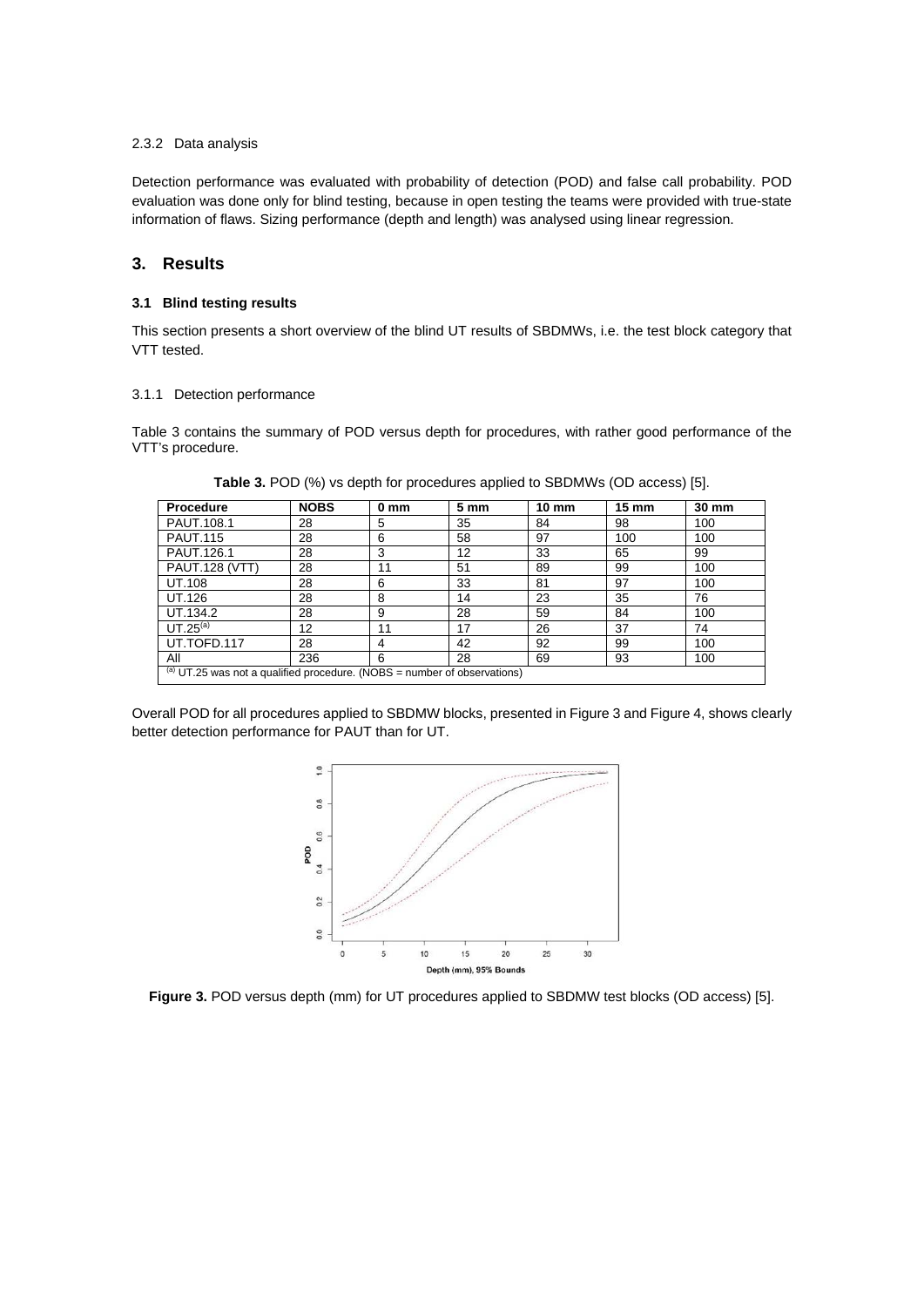### 2.3.2 Data analysis

Detection performance was evaluated with probability of detection (POD) and false call probability. POD evaluation was done only for blind testing, because in open testing the teams were provided with true-state information of flaws. Sizing performance (depth and length) was analysed using linear regression.

## 3. Results

### 3.1 Blind testing results

This section presents a short overview of the blind UT results of SBDMWs, i.e. the test block category that VTT tested.

#### 3.1.1 Detection performance

Table 3 contains the summary of POD versus depth for procedures, with rather good performance of the VTT's procedure.

**Table 3.** POD (%) vs depth for procedures applied to SBDMWs (OD access) [5].

| Procedure | NOBS | 0 mm | 5 mm | 10 mm | 15 mm | 30 mm |
|---|---|---|---|---|---|---|
| PAUT.108.1 | 28 | 5 | 35 | 84 | 98 | 100 |
| PAUT.115 | 28 | 6 | 58 | 97 | 100 | 100 |
| PAUT.126.1 | 28 | 3 | 12 | 33 | 65 | 99 |
| PAUT.128 (VTT) | 28 | 11 | 51 | 89 | 99 | 100 |
| UT.108 | 28 | 6 | 33 | 81 | 97 | 100 |
| UT.126 | 28 | 8 | 14 | 23 | 35 | 76 |
| UT.134.2 | 28 | 9 | 28 | 59 | 84 | 100 |
| UT.25[(a)] | 12 | 11 | 17 | 26 | 37 | 74 |
| UT.TOFD.117 | 28 | 4 | 42 | 92 | 99 | 100 |
| All | 236 | 6 | 28 | 69 | 93 | 100 |

[(a)] UT.25 was not a qualified procedure. (NOBS = number of observations)

Overall POD for all procedures applied to SBDMW blocks, presented in Figure 3 and Figure 4, shows clearly better detection performance for PAUT than for UT.

**Figure 3.** POD versus depth (mm) for UT procedures applied to SBDMW test blocks (OD access) [5].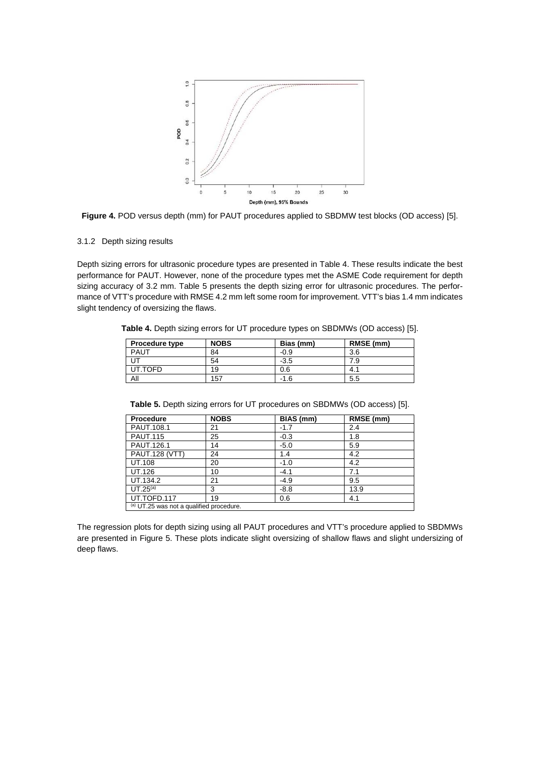**Figure 4.** POD versus depth (mm) for PAUT procedures applied to SBDMW test blocks (OD access) [5].

### 3.1.2 Depth sizing results

Depth sizing errors for ultrasonic procedure types are presented in Table 4. These results indicate the best performance for PAUT. However, none of the procedure types met the ASME Code requirement for depth sizing accuracy of 3.2 mm. Table 5 presents the depth sizing error for ultrasonic procedures. The performance of VTT's procedure with RMSE 4.2 mm left some room for improvement. VTT's bias 1.4 mm indicates slight tendency of oversizing the flaws.

**Table 4.** Depth sizing errors for UT procedure types on SBDMWs (OD access) [5].

| Procedure type | NOBS | Bias (mm) | RMSE (mm) |
|---|---|---|---|
| PAUT | 84 | -0.9 | 3.6 |
| UT | 54 | -3.5 | 7.9 |
| UT.TOFD | 19 | 0.6 | 4.1 |
| All | 157 | -1.6 | 5.5 |

**Table 5.** Depth sizing errors for UT procedures on SBDMWs (OD access) [5].

| Procedure | NOBS | BIAS (mm) | RMSE (mm) |
|---|---|---|---|
| PAUT.108.1 | 21 | -1.7 | 2.4 |
| PAUT.115 | 25 | -0.3 | 1.8 |
| PAUT.126.1 | 14 | -5.0 | 5.9 |
| PAUT.128 (VTT) | 24 | 1.4 | 4.2 |
| UT.108 | 20 | -1.0 | 4.2 |
| UT.126 | 10 | -4.1 | 7.1 |
| UT.134.2 | 21 | -4.9 | 9.5 |
| UT.25[(a)] | 3 | -8.8 | 13.9 |
| UT.TOFD.117 | 19 | 0.6 | 4.1 |
| [(a)] UT.25 was not a qualified procedure. | | | |

The regression plots for depth sizing using all PAUT procedures and VTT's procedure applied to SBDMWs are presented in Figure 5. These plots indicate slight oversizing of shallow flaws and slight undersizing of deep flaws.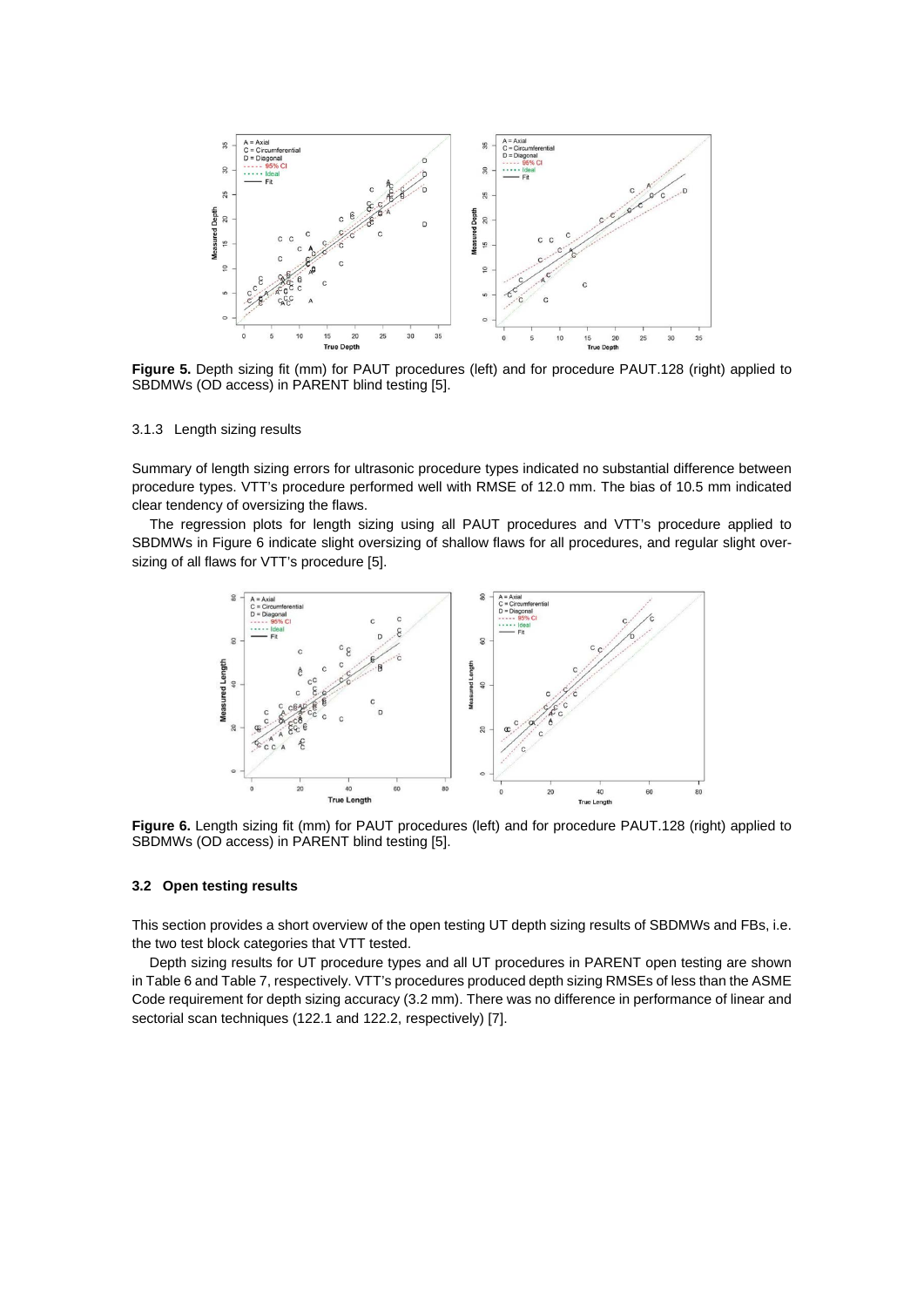Figure 5. Depth sizing fit (mm) for PAUT procedures (left) and for procedure PAUT.128 (right) applied to SBDMWs (OD access) in PARENT blind testing [5].

### 3.1.3 Length sizing results

Summary of length sizing errors for ultrasonic procedure types indicated no substantial difference between procedure types. VTT's procedure performed well with RMSE of 12.0 mm. The bias of 10.5 mm indicated clear tendency of oversizing the flaws.

The regression plots for length sizing using all PAUT procedures and VTT's procedure applied to SBDMWs in Figure 6 indicate slight oversizing of shallow flaws for all procedures, and regular slight oversizing of all flaws for VTT's procedure [5].

**Figure 6.** Length sizing fit (mm) for PAUT procedures (left) and for procedure PAUT.128 (right) applied to SBDMWs (OD access) in PARENT blind testing [5].

## 3.2 Open testing results

This section provides a short overview of the open testing UT depth sizing results of SBDMWs and FBs, i.e. the two test block categories that VTT tested.

Depth sizing results for UT procedure types and all UT procedures in PARENT open testing are shown in Table 6 and Table 7, respectively. VTT's procedures produced depth sizing RMSEs of less than the ASME Code requirement for depth sizing accuracy (3.2 mm). There was no difference in performance of linear and sectorial scan techniques (122.1 and 122.2, respectively) [7].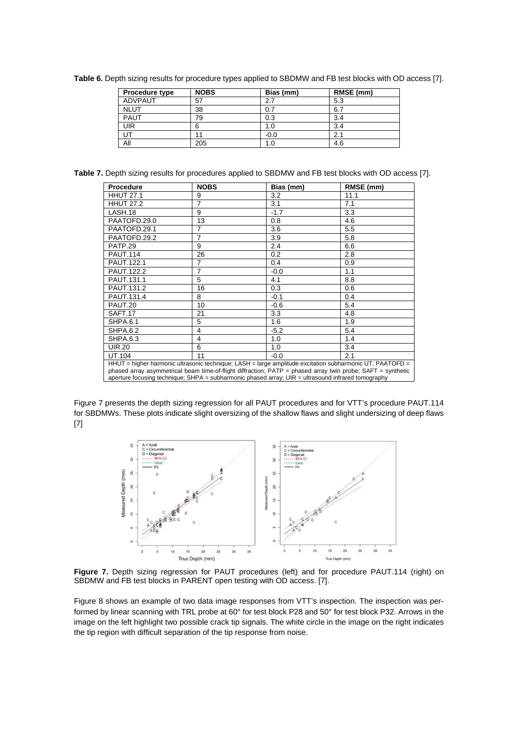**Table 6.** Depth sizing results for procedure types applied to SBDMW and FB test blocks with OD access [7].

| Procedure type | NOBS | Bias (mm) | RMSE (mm) |
|---|---|---|---|
| ADVPAUT | 57 | 2.7 | 5.3 |
| NLUT | 38 | 0.7 | 6.7 |
| PAUT | 79 | 0.3 | 3.4 |
| UIR | 6 | 1.0 | 3.4 |
| UT | 11 | -0.0 | 2.1 |
| All | 205 | 1.0 | 4.6 |

**Table 7.** Depth sizing results for procedures applied to SBDMW and FB test blocks with OD access [7].

| Procedure | NOBS | Bias (mm) | RMSE (mm) |
|---|---|---|---|
| HHUT 27.1 | 9 | 3.2 | 11.1 |
| HHUT 27.2 | 7 | 3.1 | 7.1 |
| LASH.18 | 9 | -1.7 | 3.3 |
| PAATOFD.29.0 | 13 | 0.8 | 4.6 |
| PAATOFD.29.1 | 7 | 3.6 | 5.5 |
| PAATOFD.29.2 | 7 | 3.9 | 5.8 |
| PATP.29 | 9 | 2.4 | 6.6 |
| PAUT.114 | 26 | 0.2 | 2.8 |
| PAUT.122.1 | 7 | 0.4 | 0.9 |
| PAUT.122.2 | 7 | -0.0 | 1.1 |
| PAUT.131.1 | 5 | 4.1 | 8.8 |
| PAUT.131.2 | 16 | 0.3 | 0.6 |
| PAUT.131.4 | 8 | -0.1 | 0.4 |
| PAUT.20 | 10 | -0.6 | 5.4 |
| SAFT.17 | 21 | 3.3 | 4.8 |
| SHPA.6.1 | 5 | 1.6 | 1.9 |
| SHPA.6.2 | 4 | -5.2 | 5.4 |
| SHPA.6.3 | 4 | 1.0 | 1.4 |
| UIR.20 | 6 | 1.0 | 3.4 |
| UT.104 | 11 | -0.0 | 2.1 |

HHUT = higher harmonic ultrasonic technique; LASH = large amplitude excitation subharmonic UT; PAATOFD = phased array asymmetrical beam time-of-flight diffraction; PATP = phased array twin probe; SAFT = synthetic aperture focusing technique; SHPA = subharmonic phased array; UIR = ultrasound infrared tomography

Figure 7 presents the depth sizing regression for all PAUT procedures and for VTT's procedure PAUT.114 for SBDMWs. These plots indicate slight oversizing of the shallow flaws and slight undersizing of deep flaws [7]

**Figure 7.** Depth sizing regression for PAUT procedures (left) and for procedure PAUT.114 (right) on SBDMW and FB test blocks in PARENT open testing with OD access. [7].

Figure 8 shows an example of two data image responses from VTT's inspection. The inspection was performed by linear scanning with TRL probe at 60° for test block P28 and 50° for test block P32. Arrows in the image on the left highlight two possible crack tip signals. The white circle in the image on the right indicates the tip region with difficult separation of the tip response from noise.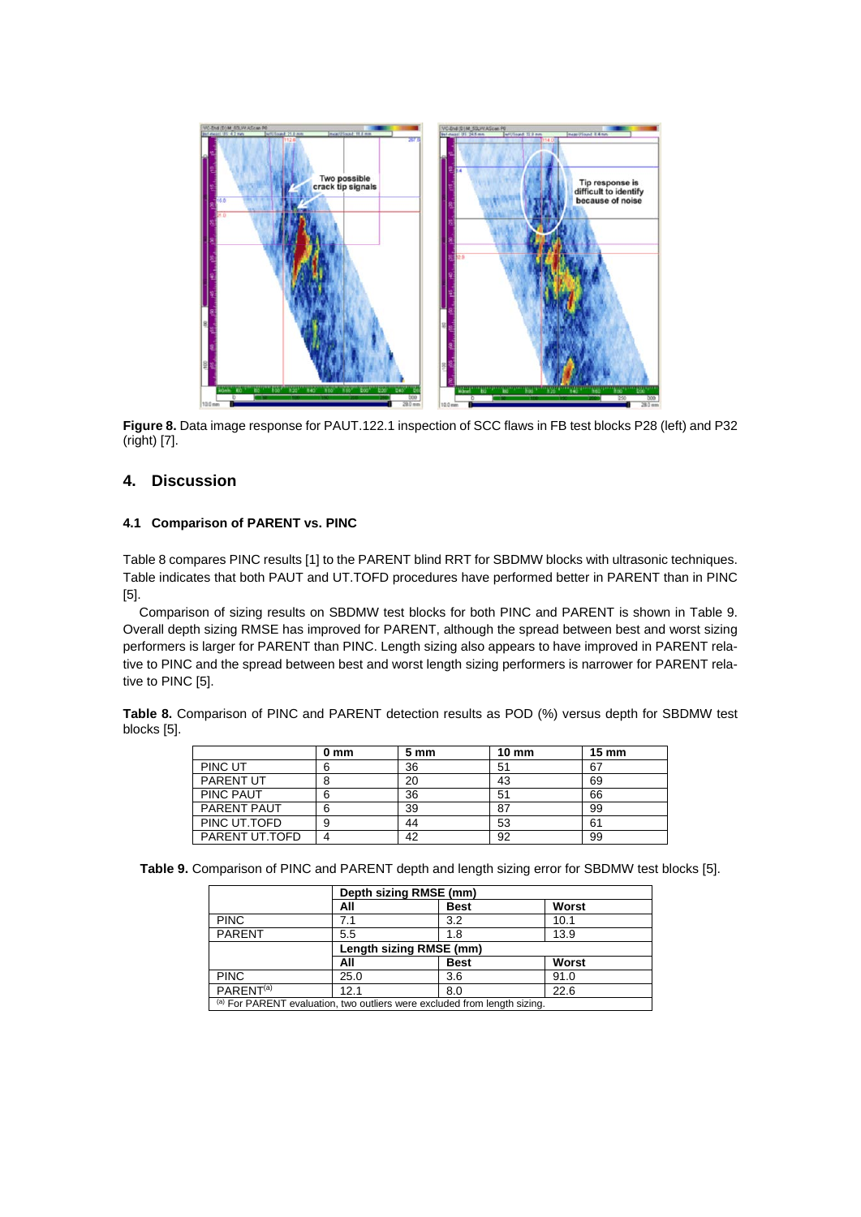**Figure 8.** Data image response for PAUT.122.1 inspection of SCC flaws in FB test blocks P28 (left) and P32 (right) [7].

## 4. Discussion

### 4.1 Comparison of PARENT vs. PINC

Table 8 compares PINC results [1] to the PARENT blind RRT for SBDMW blocks with ultrasonic techniques. Table indicates that both PAUT and UT.TOFD procedures have performed better in PARENT than in PINC [5].

Comparison of sizing results on SBDMW test blocks for both PINC and PARENT is shown in Table 9. Overall depth sizing RMSE has improved for PARENT, although the spread between best and worst sizing performers is larger for PARENT than PINC. Length sizing also appears to have improved in PARENT relative to PINC and the spread between best and worst length sizing performers is narrower for PARENT relative to PINC [5].

**Table 8.** Comparison of PINC and PARENT detection results as POD (%) versus depth for SBDMW test blocks [5].

| | 0 mm | 5 mm | 10 mm | 15 mm |
|---|---|---|---|---|
| PINC UT | 6 | 36 | 51 | 67 |
| PARENT UT | 8 | 20 | 43 | 69 |
| PINC PAUT | 6 | 36 | 51 | 66 |
| PARENT PAUT | 6 | 39 | 87 | 99 |
| PINC UT.TOFD | 9 | 44 | 53 | 61 |
| PARENT UT.TOFD | 4 | 42 | 92 | 99 |

**Table 9.** Comparison of PINC and PARENT depth and length sizing error for SBDMW test blocks [5].

| | Depth sizing RMSE (mm) | | |
|---|---|---|---|
| | **All** | **Best** | **Worst** |
| PINC | 7.1 | 3.2 | 10.1 |
| PARENT | 5.5 | 1.8 | 13.9 |
| | **Length sizing RMSE (mm)** | | |
| | **All** | **Best** | **Worst** |
| PINC | 25.0 | 3.6 | 91.0 |
| PARENT[a] | 12.1 | 8.0 | 22.6 |

[a] For PARENT evaluation, two outliers were excluded from length sizing.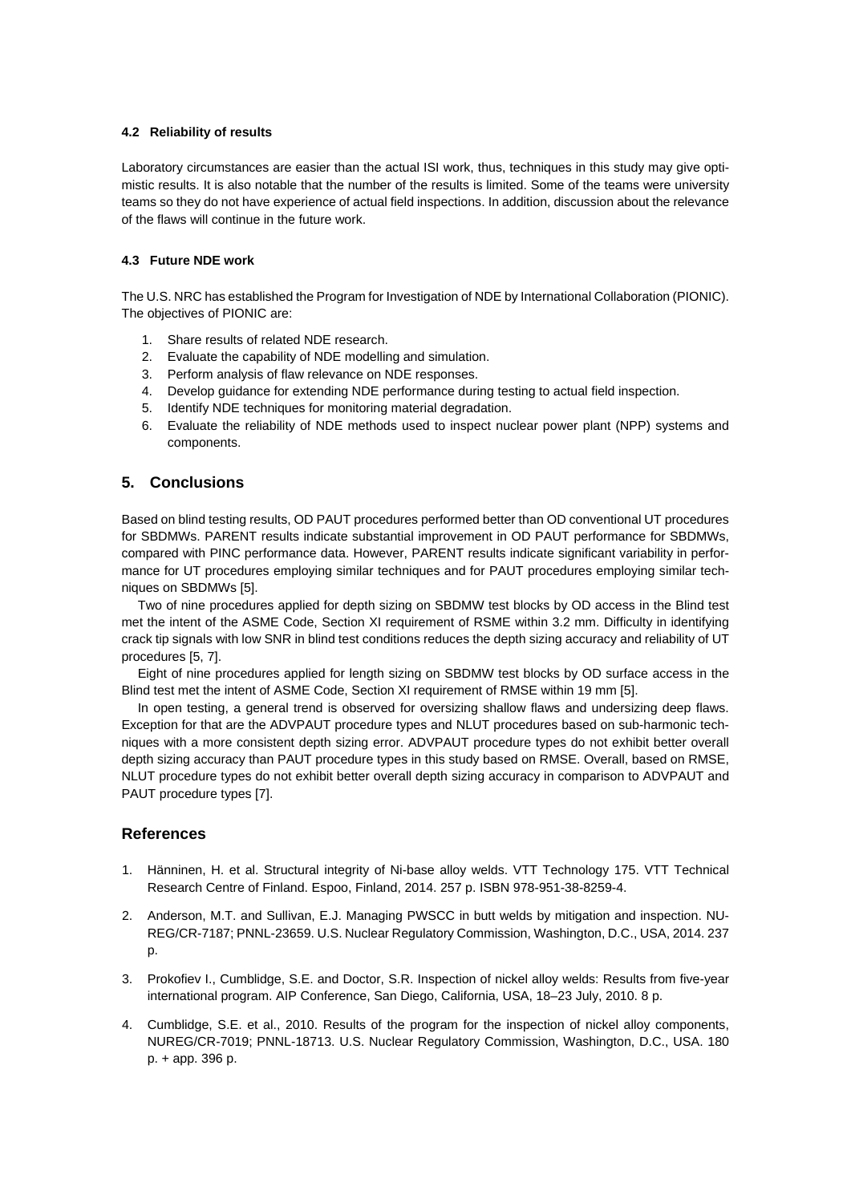### 4.2 Reliability of results

Laboratory circumstances are easier than the actual ISI work, thus, techniques in this study may give optimistic results. It is also notable that the number of the results is limited. Some of the teams were university teams so they do not have experience of actual field inspections. In addition, discussion about the relevance of the flaws will continue in the future work.

### 4.3 Future NDE work

The U.S. NRC has established the Program for Investigation of NDE by International Collaboration (PIONIC). The objectives of PIONIC are:

1. Share results of related NDE research.
2. Evaluate the capability of NDE modelling and simulation.
3. Perform analysis of flaw relevance on NDE responses.
4. Develop guidance for extending NDE performance during testing to actual field inspection.
5. Identify NDE techniques for monitoring material degradation.
6. Evaluate the reliability of NDE methods used to inspect nuclear power plant (NPP) systems and components.

## 5. Conclusions

Based on blind testing results, OD PAUT procedures performed better than OD conventional UT procedures for SBDMWs. PARENT results indicate substantial improvement in OD PAUT performance for SBDMWs, compared with PINC performance data. However, PARENT results indicate significant variability in performance for UT procedures employing similar techniques and for PAUT procedures employing similar techniques on SBDMWs [5].

Two of nine procedures applied for depth sizing on SBDMW test blocks by OD access in the Blind test met the intent of the ASME Code, Section XI requirement of RSME within 3.2 mm. Difficulty in identifying crack tip signals with low SNR in blind test conditions reduces the depth sizing accuracy and reliability of UT procedures [5, 7].

Eight of nine procedures applied for length sizing on SBDMW test blocks by OD surface access in the Blind test met the intent of ASME Code, Section XI requirement of RMSE within 19 mm [5].

In open testing, a general trend is observed for oversizing shallow flaws and undersizing deep flaws. Exception for that are the ADVPAUT procedure types and NLUT procedures based on sub-harmonic techniques with a more consistent depth sizing error. ADVPAUT procedure types do not exhibit better overall depth sizing accuracy than PAUT procedure types in this study based on RMSE. Overall, based on RMSE, NLUT procedure types do not exhibit better overall depth sizing accuracy in comparison to ADVPAUT and PAUT procedure types [7].

## References

1. Hänninen, H. et al. Structural integrity of Ni-base alloy welds. VTT Technology 175. VTT Technical Research Centre of Finland. Espoo, Finland, 2014. 257 p. ISBN 978-951-38-8259-4.
2. Anderson, M.T. and Sullivan, E.J. Managing PWSCC in butt welds by mitigation and inspection. NUREG/CR-7187; PNNL-23659. U.S. Nuclear Regulatory Commission, Washington, D.C., USA, 2014. 237 p.
3. Prokofiev I., Cumblidge, S.E. and Doctor, S.R. Inspection of nickel alloy welds: Results from five-year international program. AIP Conference, San Diego, California, USA, 18–23 July, 2010. 8 p.
4. Cumblidge, S.E. et al., 2010. Results of the program for the inspection of nickel alloy components, NUREG/CR-7019; PNNL-18713. U.S. Nuclear Regulatory Commission, Washington, D.C., USA. 180 p. + app. 396 p.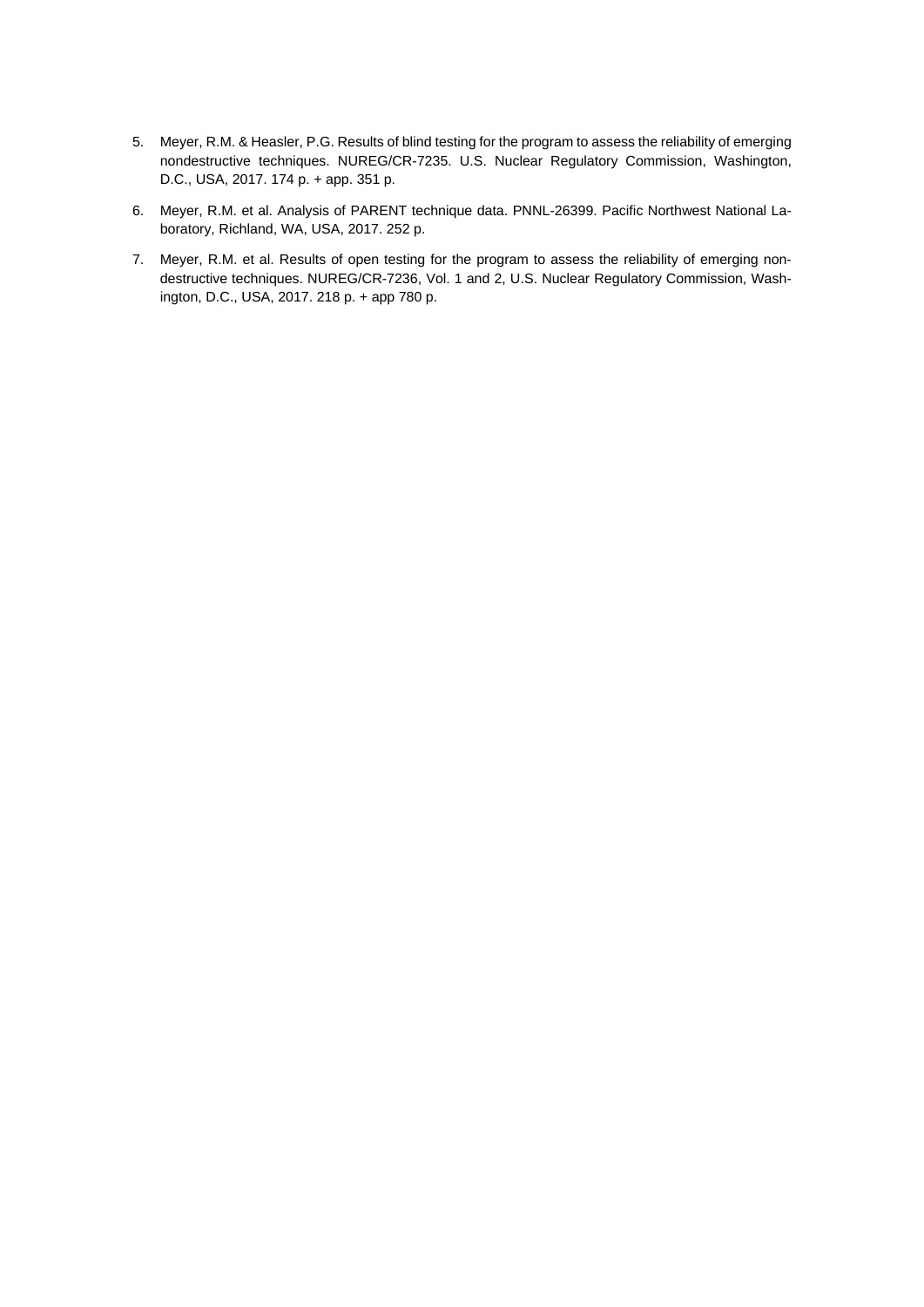5. Meyer, R.M. & Heasler, P.G. Results of blind testing for the program to assess the reliability of emerging nondestructive techniques. NUREG/CR-7235. U.S. Nuclear Regulatory Commission, Washington, D.C., USA, 2017. 174 p. + app. 351 p.

6. Meyer, R.M. et al. Analysis of PARENT technique data. PNNL-26399. Pacific Northwest National Laboratory, Richland, WA, USA, 2017. 252 p.

7. Meyer, R.M. et al. Results of open testing for the program to assess the reliability of emerging nondestructive techniques. NUREG/CR-7236, Vol. 1 and 2, U.S. Nuclear Regulatory Commission, Washington, D.C., USA, 2017. 218 p. + app 780 p.